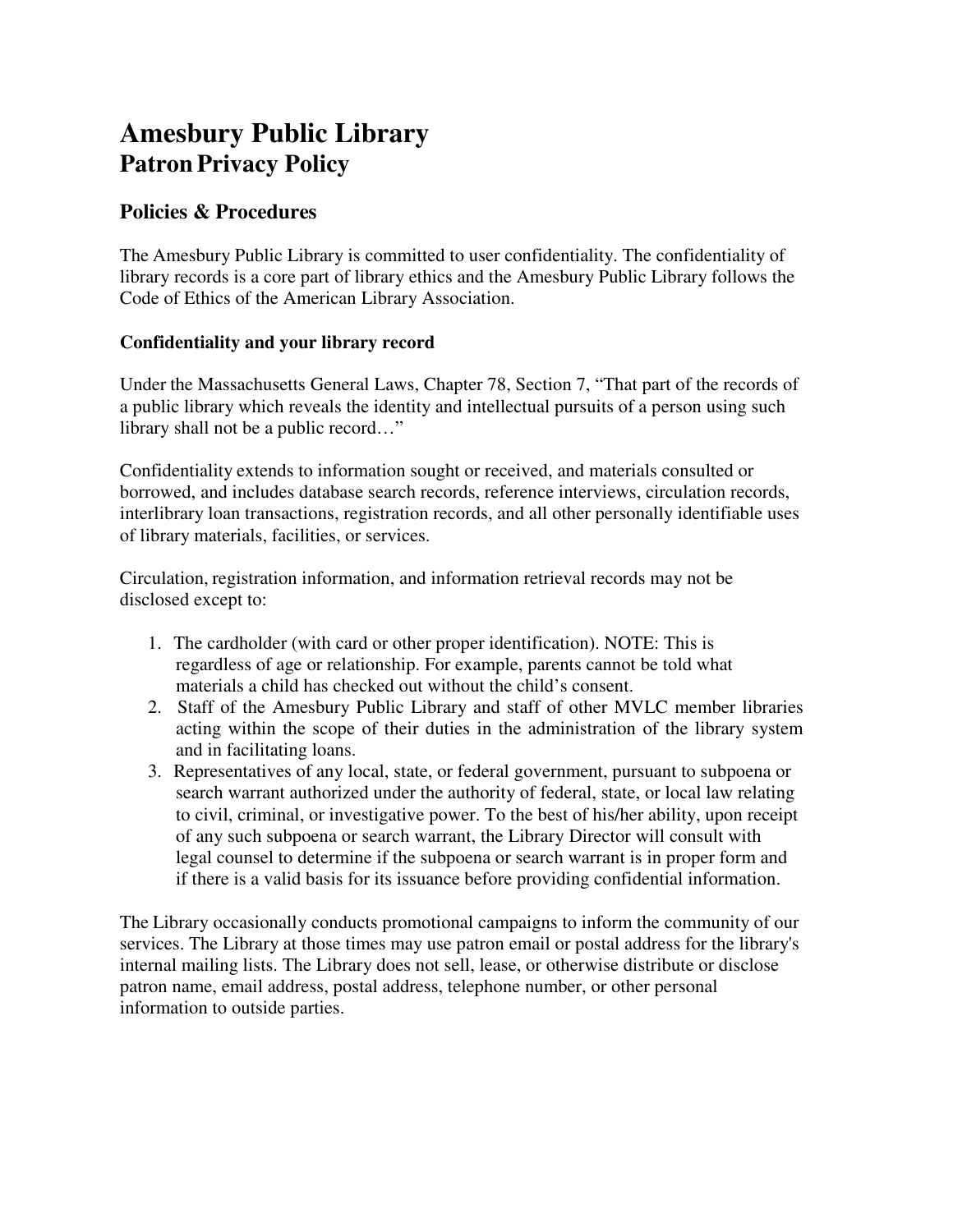# Amesbury Public Library
## Patron Privacy Policy

### Policies & Procedures

The Amesbury Public Library is committed to user confidentiality. The confidentiality of library records is a core part of library ethics and the Amesbury Public Library follows the Code of Ethics of the American Library Association.

**Confidentiality and your library record**

Under the Massachusetts General Laws, Chapter 78, Section 7, "That part of the records of a public library which reveals the identity and intellectual pursuits of a person using such library shall not be a public record…"

Confidentiality extends to information sought or received, and materials consulted or borrowed, and includes database search records, reference interviews, circulation records, interlibrary loan transactions, registration records, and all other personally identifiable uses of library materials, facilities, or services.

Circulation, registration information, and information retrieval records may not be disclosed except to:

1. The cardholder (with card or other proper identification). NOTE: This is regardless of age or relationship. For example, parents cannot be told what materials a child has checked out without the child's consent.
2. Staff of the Amesbury Public Library and staff of other MVLC member libraries acting within the scope of their duties in the administration of the library system and in facilitating loans.
3. Representatives of any local, state, or federal government, pursuant to subpoena or search warrant authorized under the authority of federal, state, or local law relating to civil, criminal, or investigative power. To the best of his/her ability, upon receipt of any such subpoena or search warrant, the Library Director will consult with legal counsel to determine if the subpoena or search warrant is in proper form and if there is a valid basis for its issuance before providing confidential information.

The Library occasionally conducts promotional campaigns to inform the community of our services. The Library at those times may use patron email or postal address for the library's internal mailing lists. The Library does not sell, lease, or otherwise distribute or disclose patron name, email address, postal address, telephone number, or other personal information to outside parties.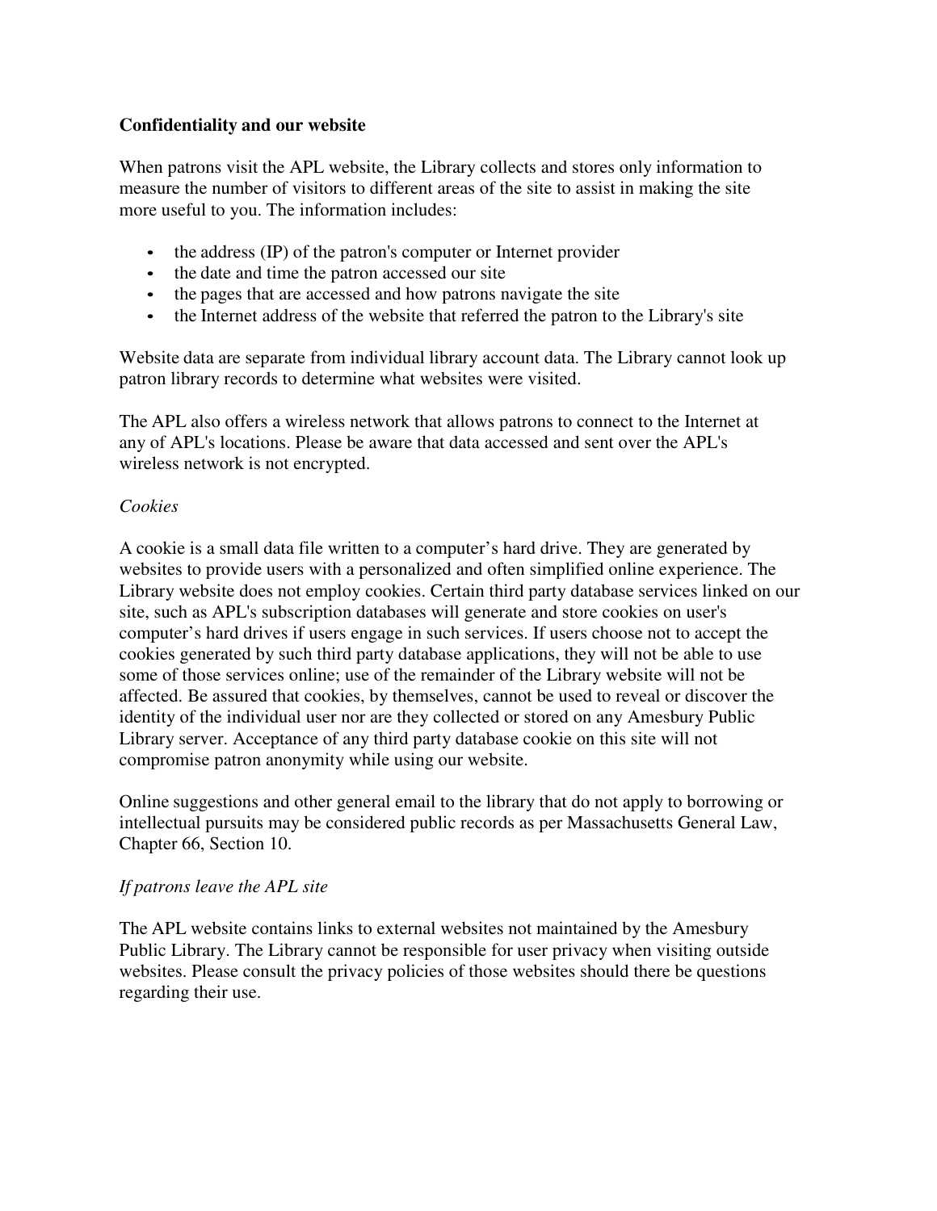**Confidentiality and our website**

When patrons visit the APL website, the Library collects and stores only information to measure the number of visitors to different areas of the site to assist in making the site more useful to you. The information includes:

- the address (IP) of the patron's computer or Internet provider
- the date and time the patron accessed our site
- the pages that are accessed and how patrons navigate the site
- the Internet address of the website that referred the patron to the Library's site

Website data are separate from individual library account data. The Library cannot look up patron library records to determine what websites were visited.

The APL also offers a wireless network that allows patrons to connect to the Internet at any of APL's locations. Please be aware that data accessed and sent over the APL's wireless network is not encrypted.

*Cookies*

A cookie is a small data file written to a computer's hard drive. They are generated by websites to provide users with a personalized and often simplified online experience. The Library website does not employ cookies. Certain third party database services linked on our site, such as APL's subscription databases will generate and store cookies on user's computer's hard drives if users engage in such services. If users choose not to accept the cookies generated by such third party database applications, they will not be able to use some of those services online; use of the remainder of the Library website will not be affected. Be assured that cookies, by themselves, cannot be used to reveal or discover the identity of the individual user nor are they collected or stored on any Amesbury Public Library server. Acceptance of any third party database cookie on this site will not compromise patron anonymity while using our website.

Online suggestions and other general email to the library that do not apply to borrowing or intellectual pursuits may be considered public records as per Massachusetts General Law, Chapter 66, Section 10.

*If patrons leave the APL site*

The APL website contains links to external websites not maintained by the Amesbury Public Library. The Library cannot be responsible for user privacy when visiting outside websites. Please consult the privacy policies of those websites should there be questions regarding their use.